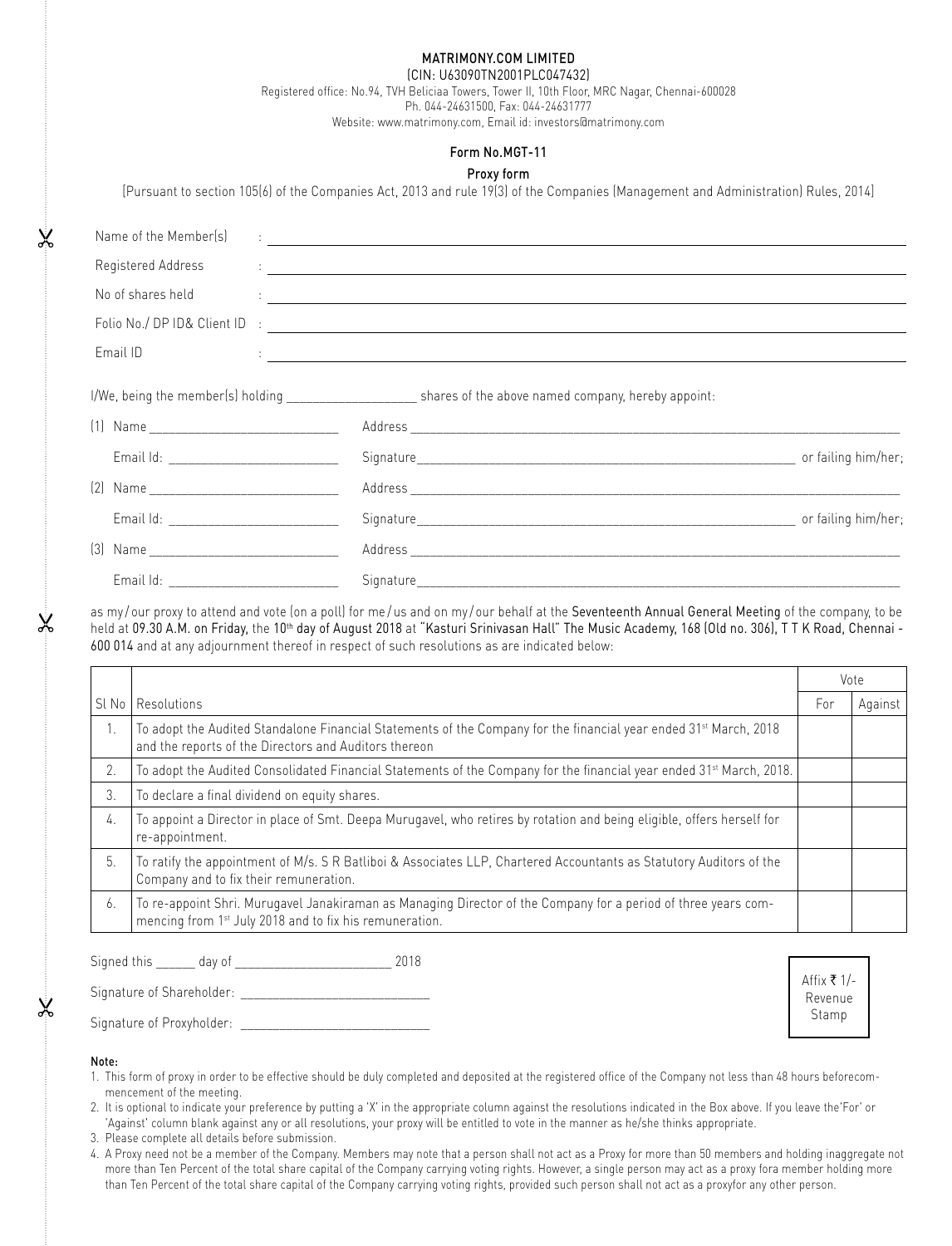**MATRIMONY.COM LIMITED**

(CIN: U63090TN2001PLC047432)

Registered office: No.94, TVH Beliciaa Towers, Tower II, 10th Floor, MRC Nagar, Chennai-600028

Ph. 044-24631500, Fax: 044-24631777

Website: www.matrimony.com, Email id: investors@matrimony.com

## Form No.MGT-11

## Proxy form

[Pursuant to section 105(6) of the Companies Act, 2013 and rule 19(3) of the Companies (Management and Administration) Rules, 2014]

Name of the Member(s) : ______________________________

Registered Address : ______________________________

No of shares held : ______________________________

Folio No./ DP ID& Client ID : ______________________________

Email ID : ______________________________

I/We, being the member(s) holding ____________________ shares of the above named company, hereby appoint:

(1) Name ____________________________ Address ____________________________

Email Id: ________________________ Signature____________________________ or failing him/her;

(2) Name ____________________________ Address ____________________________

Email Id: ________________________ Signature____________________________ or failing him/her;

(3) Name ____________________________ Address ____________________________

Email Id: ________________________ Signature____________________________

as my/our proxy to attend and vote (on a poll) for me/us and on my/our behalf at the Seventeenth Annual General Meeting of the company, to be held at 09.30 A.M. on Friday, the 10th day of August 2018 at "Kasturi Srinivasan Hall" The Music Academy, 168 (Old no. 306), T T K Road, Chennai - 600 014 and at any adjournment thereof in respect of such resolutions as are indicated below:

| Sl No | Resolutions | Vote | |
|---|---|---|---|
| | | For | Against |
| 1. | To adopt the Audited Standalone Financial Statements of the Company for the financial year ended 31st March, 2018 and the reports of the Directors and Auditors thereon | | |
| 2. | To adopt the Audited Consolidated Financial Statements of the Company for the financial year ended 31st March, 2018. | | |
| 3. | To declare a final dividend on equity shares. | | |
| 4. | To appoint a Director in place of Smt. Deepa Murugavel, who retires by rotation and being eligible, offers herself for re-appointment. | | |
| 5. | To ratify the appointment of M/s. S R Batliboi & Associates LLP, Chartered Accountants as Statutory Auditors of the Company and to fix their remuneration. | | |
| 6. | To re-appoint Shri. Murugavel Janakiraman as Managing Director of the Company for a period of three years commencing from 1st July 2018 and to fix his remuneration. | | |

Signed this ______ day of ________________________ 2018

Signature of Shareholder: ____________________________

Signature of Proxyholder: ____________________________

Affix ₹ 1/- Revenue Stamp

**Note:**

1. This form of proxy in order to be effective should be duly completed and deposited at the registered office of the Company not less than 48 hours beforecommencement of the meeting.
2. It is optional to indicate your preference by putting a 'X' in the appropriate column against the resolutions indicated in the Box above. If you leave the'For' or 'Against' column blank against any or all resolutions, your proxy will be entitled to vote in the manner as he/she thinks appropriate.
3. Please complete all details before submission.
4. A Proxy need not be a member of the Company. Members may note that a person shall not act as a Proxy for more than 50 members and holding inaggregate not more than Ten Percent of the total share capital of the Company carrying voting rights. However, a single person may act as a proxy fora member holding more than Ten Percent of the total share capital of the Company carrying voting rights, provided such person shall not act as a proxyfor any other person.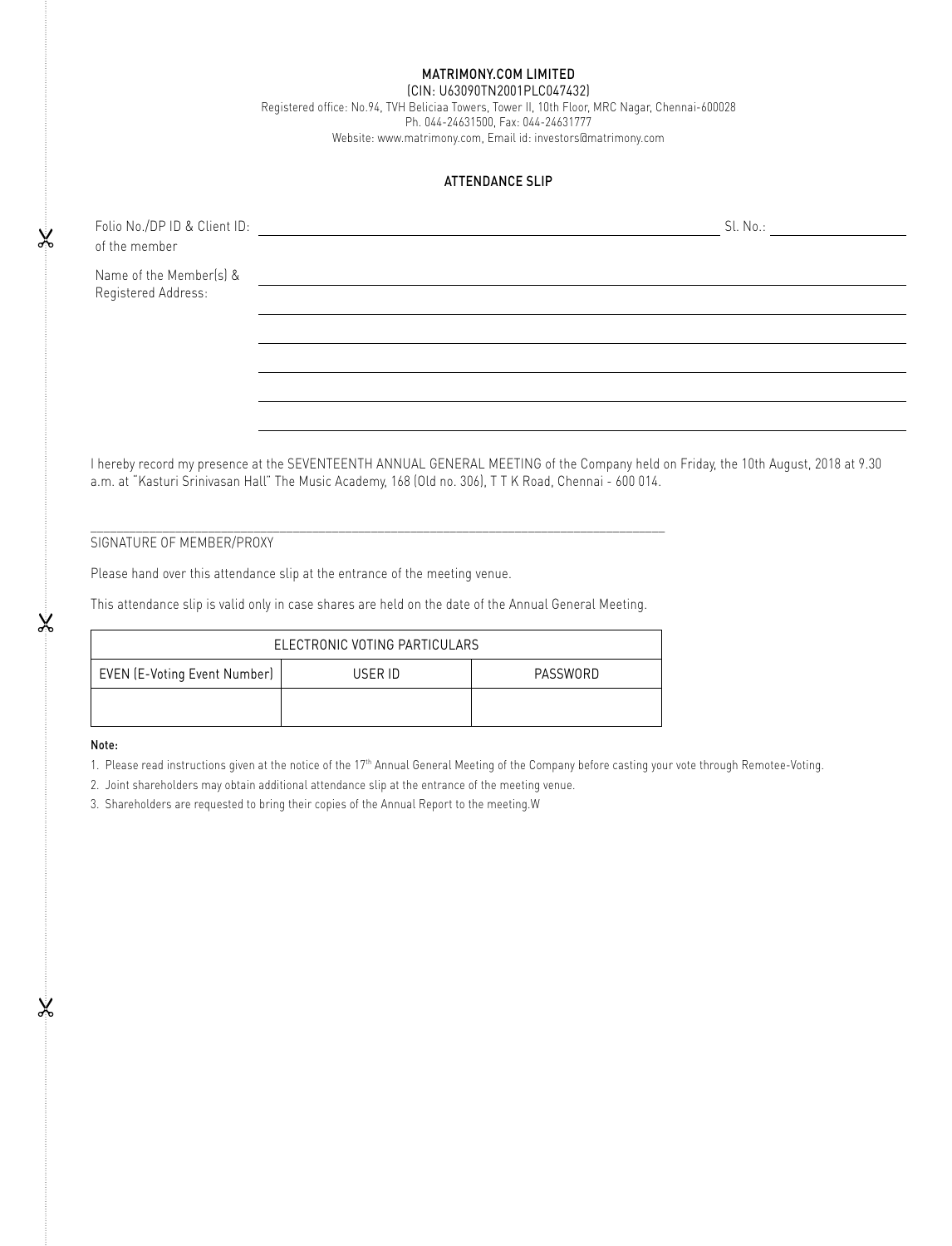**MATRIMONY.COM LIMITED**

(CIN: U63090TN2001PLC047432)

Registered office: No.94, TVH Beliciaa Towers, Tower II, 10th Floor, MRC Nagar, Chennai-600028

Ph. 044-24631500, Fax: 044-24631777

Website: www.matrimony.com, Email id: investors@matrimony.com

## ATTENDANCE SLIP

Folio No./DP ID & Client ID: ______________________ Sl. No.: ____________

of the member

Name of the Member(s) & Registered Address: ______________________

______________________

______________________

______________________

______________________

______________________

I hereby record my presence at the SEVENTEENTH ANNUAL GENERAL MEETING of the Company held on Friday, the 10th August, 2018 at 9.30 a.m. at "Kasturi Srinivasan Hall" The Music Academy, 168 (Old no. 306), T T K Road, Chennai - 600 014.

______________________

SIGNATURE OF MEMBER/PROXY

Please hand over this attendance slip at the entrance of the meeting venue.

This attendance slip is valid only in case shares are held on the date of the Annual General Meeting.

| ELECTRONIC VOTING PARTICULARS | | |
|---|---|---|
| EVEN (E-Voting Event Number) | USER ID | PASSWORD |
| | | |

**Note:**

1. Please read instructions given at the notice of the 17th Annual General Meeting of the Company before casting your vote through Remotee-Voting.
2. Joint shareholders may obtain additional attendance slip at the entrance of the meeting venue.
3. Shareholders are requested to bring their copies of the Annual Report to the meeting.W